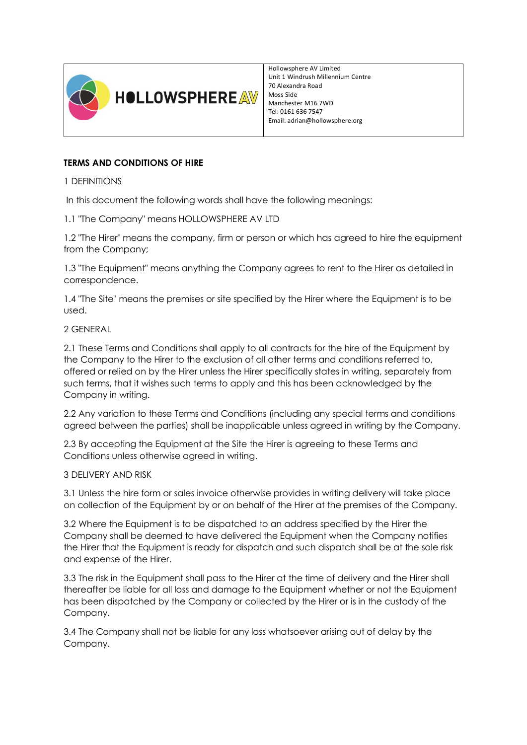**HOLLOWSPHERE AV**

Hollowsphere AV Limited
Unit 1 Windrush Millennium Centre
70 Alexandra Road
Moss Side
Manchester M16 7WD
Tel: 0161 636 7547
Email: adrian@hollowsphere.org

## TERMS AND CONDITIONS OF HIRE

### 1 DEFINITIONS

In this document the following words shall have the following meanings:

1.1 "The Company" means HOLLOWSPHERE AV LTD

1.2 "The Hirer" means the company, firm or person or which has agreed to hire the equipment from the Company;

1.3 "The Equipment" means anything the Company agrees to rent to the Hirer as detailed in correspondence.

1.4 "The Site" means the premises or site specified by the Hirer where the Equipment is to be used.

### 2 GENERAL

2.1 These Terms and Conditions shall apply to all contracts for the hire of the Equipment by the Company to the Hirer to the exclusion of all other terms and conditions referred to, offered or relied on by the Hirer unless the Hirer specifically states in writing, separately from such terms, that it wishes such terms to apply and this has been acknowledged by the Company in writing.

2.2 Any variation to these Terms and Conditions (including any special terms and conditions agreed between the parties) shall be inapplicable unless agreed in writing by the Company.

2.3 By accepting the Equipment at the Site the Hirer is agreeing to these Terms and Conditions unless otherwise agreed in writing.

### 3 DELIVERY AND RISK

3.1 Unless the hire form or sales invoice otherwise provides in writing delivery will take place on collection of the Equipment by or on behalf of the Hirer at the premises of the Company.

3.2 Where the Equipment is to be dispatched to an address specified by the Hirer the Company shall be deemed to have delivered the Equipment when the Company notifies the Hirer that the Equipment is ready for dispatch and such dispatch shall be at the sole risk and expense of the Hirer.

3.3 The risk in the Equipment shall pass to the Hirer at the time of delivery and the Hirer shall thereafter be liable for all loss and damage to the Equipment whether or not the Equipment has been dispatched by the Company or collected by the Hirer or is in the custody of the Company.

3.4 The Company shall not be liable for any loss whatsoever arising out of delay by the Company.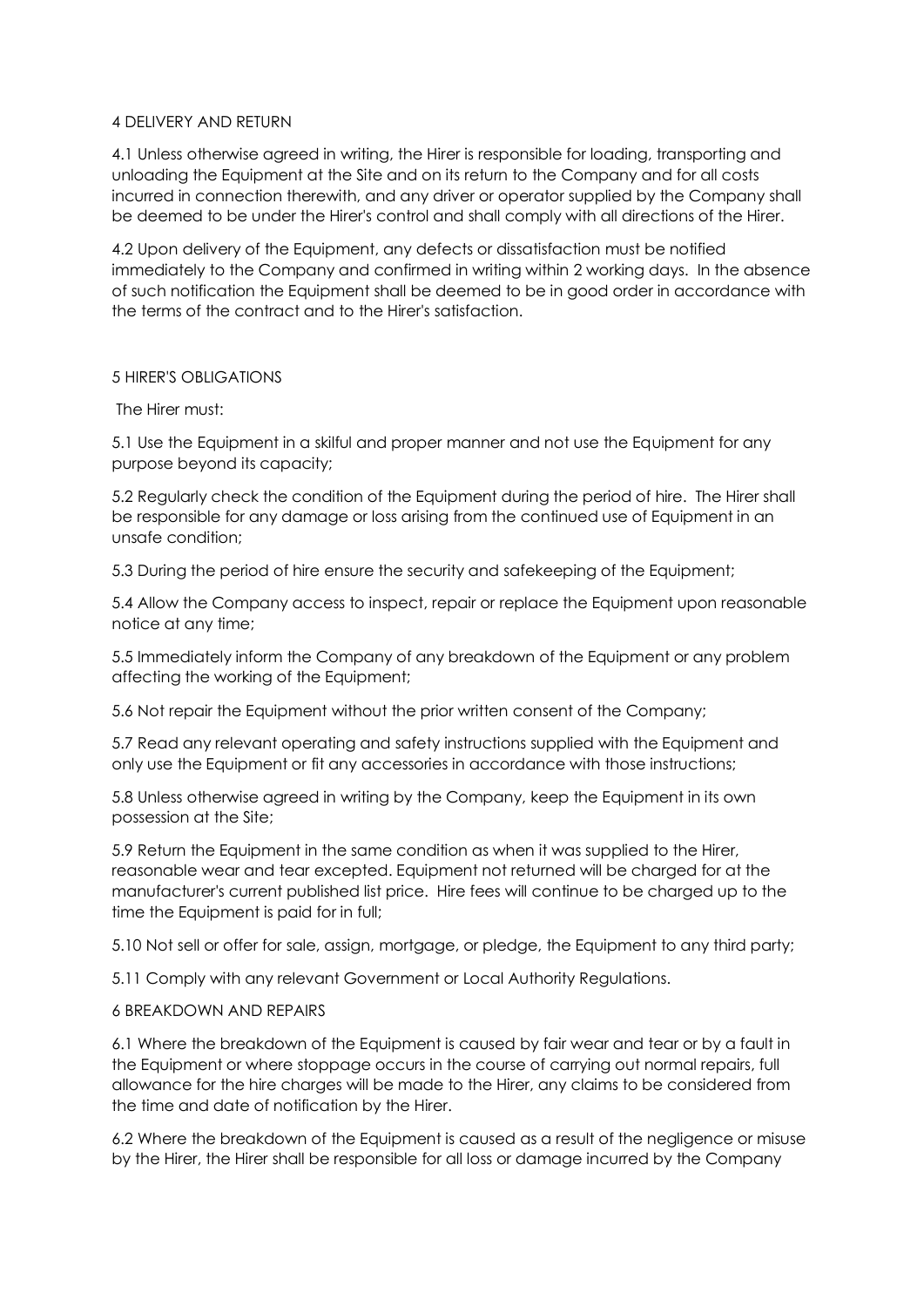4 DELIVERY AND RETURN

4.1 Unless otherwise agreed in writing, the Hirer is responsible for loading, transporting and unloading the Equipment at the Site and on its return to the Company and for all costs incurred in connection therewith, and any driver or operator supplied by the Company shall be deemed to be under the Hirer's control and shall comply with all directions of the Hirer.

4.2 Upon delivery of the Equipment, any defects or dissatisfaction must be notified immediately to the Company and confirmed in writing within 2 working days. In the absence of such notification the Equipment shall be deemed to be in good order in accordance with the terms of the contract and to the Hirer's satisfaction.

5 HIRER'S OBLIGATIONS

The Hirer must:

5.1 Use the Equipment in a skilful and proper manner and not use the Equipment for any purpose beyond its capacity;

5.2 Regularly check the condition of the Equipment during the period of hire. The Hirer shall be responsible for any damage or loss arising from the continued use of Equipment in an unsafe condition;

5.3 During the period of hire ensure the security and safekeeping of the Equipment;

5.4 Allow the Company access to inspect, repair or replace the Equipment upon reasonable notice at any time;

5.5 Immediately inform the Company of any breakdown of the Equipment or any problem affecting the working of the Equipment;

5.6 Not repair the Equipment without the prior written consent of the Company;

5.7 Read any relevant operating and safety instructions supplied with the Equipment and only use the Equipment or fit any accessories in accordance with those instructions;

5.8 Unless otherwise agreed in writing by the Company, keep the Equipment in its own possession at the Site;

5.9 Return the Equipment in the same condition as when it was supplied to the Hirer, reasonable wear and tear excepted. Equipment not returned will be charged for at the manufacturer's current published list price. Hire fees will continue to be charged up to the time the Equipment is paid for in full;

5.10 Not sell or offer for sale, assign, mortgage, or pledge, the Equipment to any third party;

5.11 Comply with any relevant Government or Local Authority Regulations.

6 BREAKDOWN AND REPAIRS

6.1 Where the breakdown of the Equipment is caused by fair wear and tear or by a fault in the Equipment or where stoppage occurs in the course of carrying out normal repairs, full allowance for the hire charges will be made to the Hirer, any claims to be considered from the time and date of notification by the Hirer.

6.2 Where the breakdown of the Equipment is caused as a result of the negligence or misuse by the Hirer, the Hirer shall be responsible for all loss or damage incurred by the Company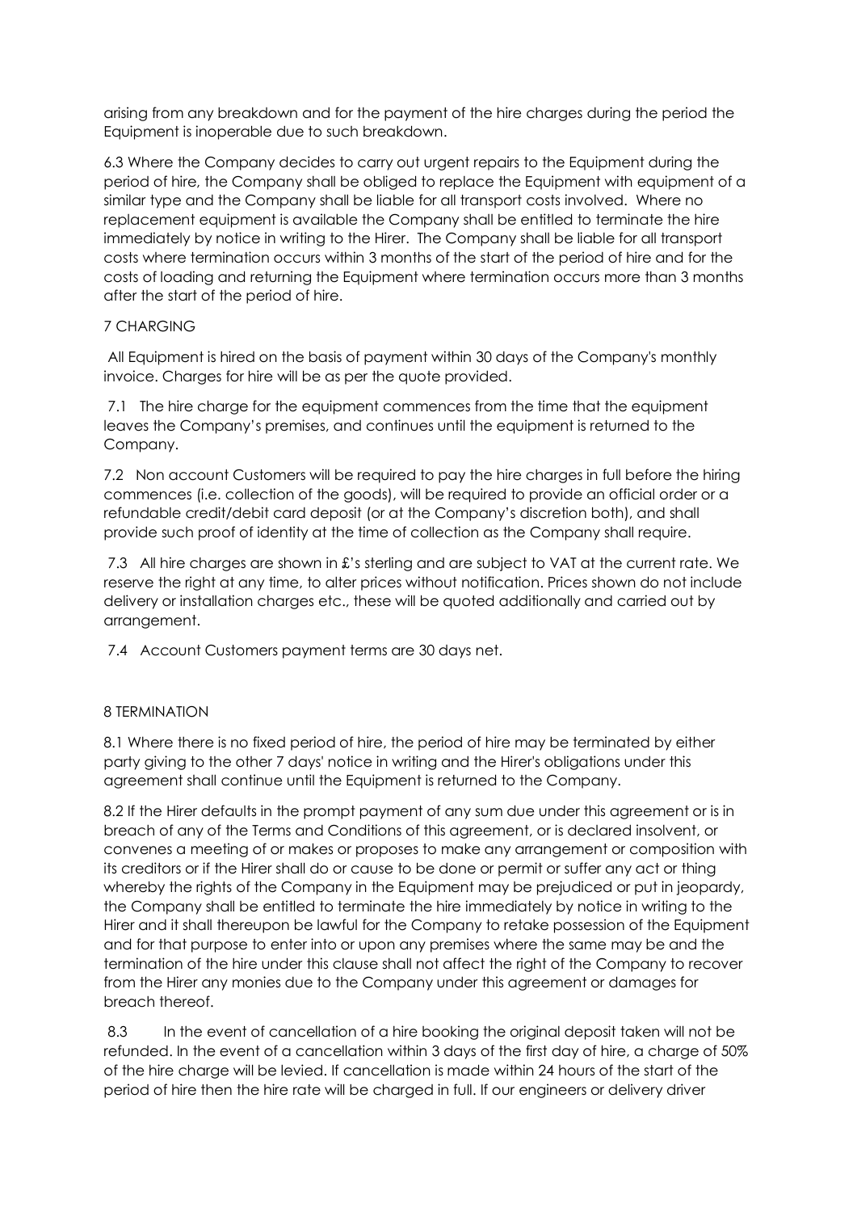arising from any breakdown and for the payment of the hire charges during the period the Equipment is inoperable due to such breakdown.

6.3 Where the Company decides to carry out urgent repairs to the Equipment during the period of hire, the Company shall be obliged to replace the Equipment with equipment of a similar type and the Company shall be liable for all transport costs involved. Where no replacement equipment is available the Company shall be entitled to terminate the hire immediately by notice in writing to the Hirer. The Company shall be liable for all transport costs where termination occurs within 3 months of the start of the period of hire and for the costs of loading and returning the Equipment where termination occurs more than 3 months after the start of the period of hire.

## 7 CHARGING

All Equipment is hired on the basis of payment within 30 days of the Company's monthly invoice. Charges for hire will be as per the quote provided.

7.1 The hire charge for the equipment commences from the time that the equipment leaves the Company's premises, and continues until the equipment is returned to the Company.

7.2 Non account Customers will be required to pay the hire charges in full before the hiring commences (i.e. collection of the goods), will be required to provide an official order or a refundable credit/debit card deposit (or at the Company's discretion both), and shall provide such proof of identity at the time of collection as the Company shall require.

7.3 All hire charges are shown in £'s sterling and are subject to VAT at the current rate. We reserve the right at any time, to alter prices without notification. Prices shown do not include delivery or installation charges etc., these will be quoted additionally and carried out by arrangement.

7.4 Account Customers payment terms are 30 days net.

## 8 TERMINATION

8.1 Where there is no fixed period of hire, the period of hire may be terminated by either party giving to the other 7 days' notice in writing and the Hirer's obligations under this agreement shall continue until the Equipment is returned to the Company.

8.2 If the Hirer defaults in the prompt payment of any sum due under this agreement or is in breach of any of the Terms and Conditions of this agreement, or is declared insolvent, or convenes a meeting of or makes or proposes to make any arrangement or composition with its creditors or if the Hirer shall do or cause to be done or permit or suffer any act or thing whereby the rights of the Company in the Equipment may be prejudiced or put in jeopardy, the Company shall be entitled to terminate the hire immediately by notice in writing to the Hirer and it shall thereupon be lawful for the Company to retake possession of the Equipment and for that purpose to enter into or upon any premises where the same may be and the termination of the hire under this clause shall not affect the right of the Company to recover from the Hirer any monies due to the Company under this agreement or damages for breach thereof.

8.3 In the event of cancellation of a hire booking the original deposit taken will not be refunded. In the event of a cancellation within 3 days of the first day of hire, a charge of 50% of the hire charge will be levied. If cancellation is made within 24 hours of the start of the period of hire then the hire rate will be charged in full. If our engineers or delivery driver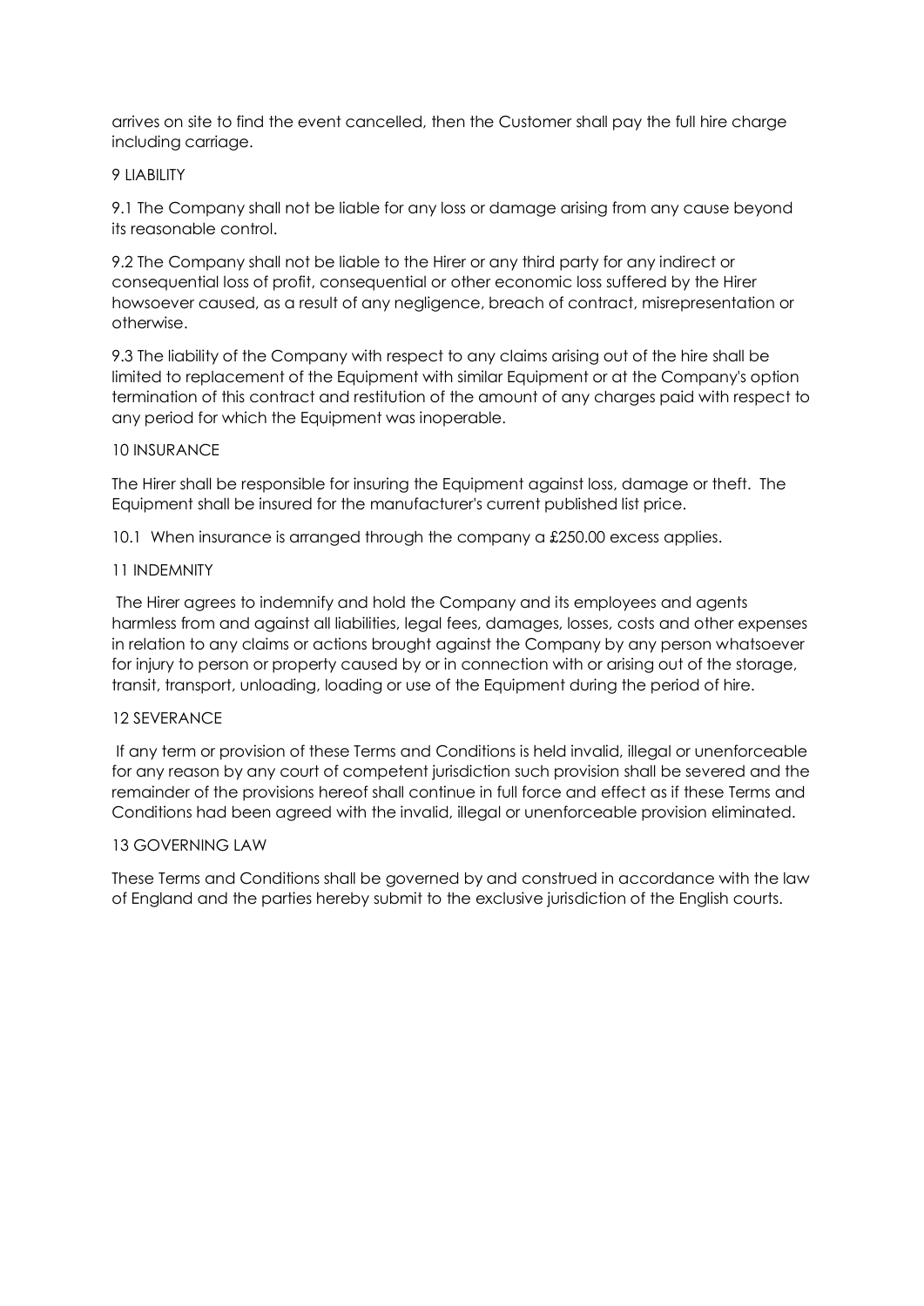arrives on site to find the event cancelled, then the Customer shall pay the full hire charge including carriage.

9 LIABILITY

9.1 The Company shall not be liable for any loss or damage arising from any cause beyond its reasonable control.

9.2 The Company shall not be liable to the Hirer or any third party for any indirect or consequential loss of profit, consequential or other economic loss suffered by the Hirer howsoever caused, as a result of any negligence, breach of contract, misrepresentation or otherwise.

9.3 The liability of the Company with respect to any claims arising out of the hire shall be limited to replacement of the Equipment with similar Equipment or at the Company's option termination of this contract and restitution of the amount of any charges paid with respect to any period for which the Equipment was inoperable.

10 INSURANCE

The Hirer shall be responsible for insuring the Equipment against loss, damage or theft. The Equipment shall be insured for the manufacturer's current published list price.

10.1 When insurance is arranged through the company a £250.00 excess applies.

11 INDEMNITY

The Hirer agrees to indemnify and hold the Company and its employees and agents harmless from and against all liabilities, legal fees, damages, losses, costs and other expenses in relation to any claims or actions brought against the Company by any person whatsoever for injury to person or property caused by or in connection with or arising out of the storage, transit, transport, unloading, loading or use of the Equipment during the period of hire.

12 SEVERANCE

If any term or provision of these Terms and Conditions is held invalid, illegal or unenforceable for any reason by any court of competent jurisdiction such provision shall be severed and the remainder of the provisions hereof shall continue in full force and effect as if these Terms and Conditions had been agreed with the invalid, illegal or unenforceable provision eliminated.

13 GOVERNING LAW

These Terms and Conditions shall be governed by and construed in accordance with the law of England and the parties hereby submit to the exclusive jurisdiction of the English courts.